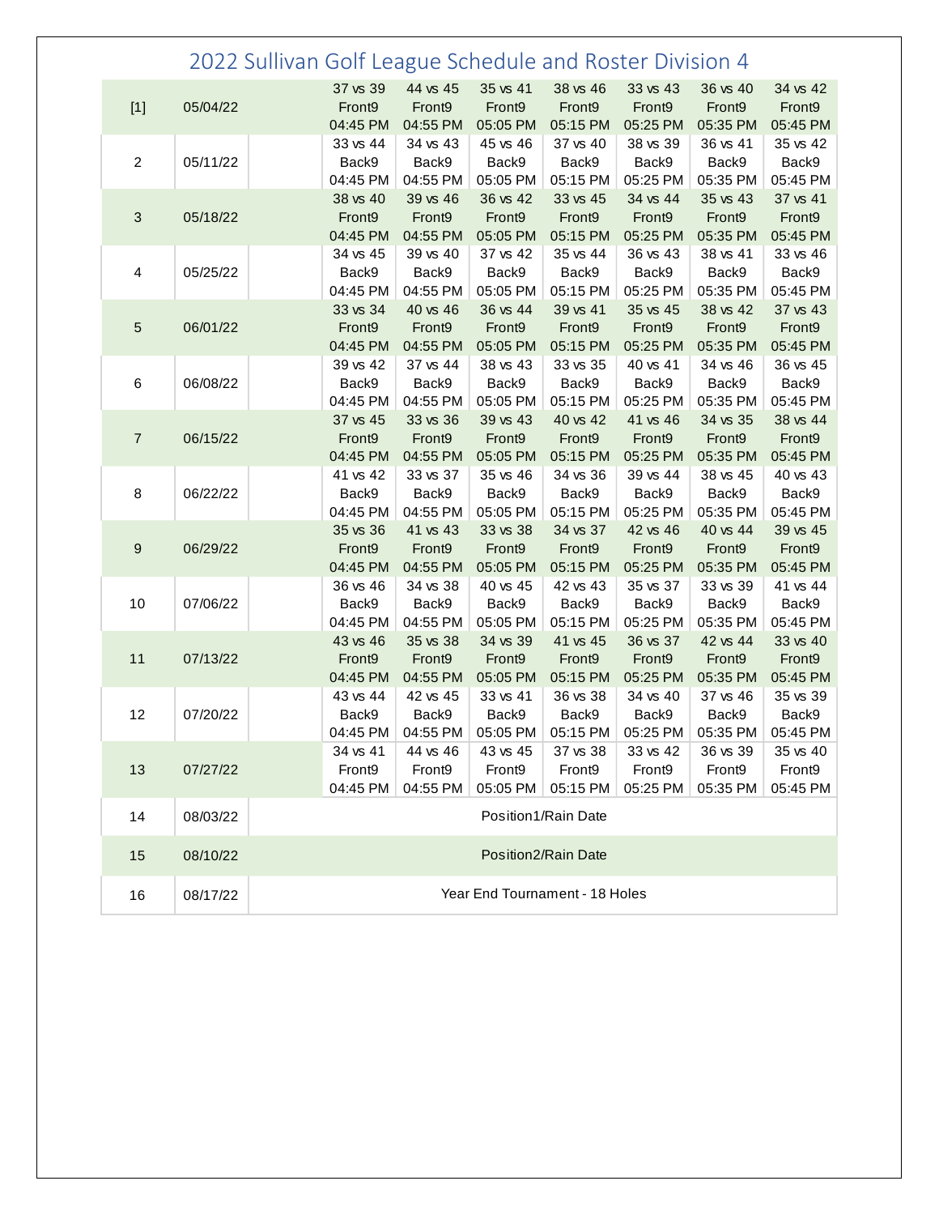# 2022 Sullivan Golf League Schedule and Roster Division 4

| | | | | | | | | | |
|---|---|---|---|---|---|---|---|---|---|
| [1] | 05/04/22 | | 37 vs 39 Front9 04:45 PM | 44 vs 45 Front9 04:55 PM | 35 vs 41 Front9 05:05 PM | 38 vs 46 Front9 05:15 PM | 33 vs 43 Front9 05:25 PM | 36 vs 40 Front9 05:35 PM | 34 vs 42 Front9 05:45 PM |
| 2 | 05/11/22 | | 33 vs 44 Back9 04:45 PM | 34 vs 43 Back9 04:55 PM | 45 vs 46 Back9 05:05 PM | 37 vs 40 Back9 05:15 PM | 38 vs 39 Back9 05:25 PM | 36 vs 41 Back9 05:35 PM | 35 vs 42 Back9 05:45 PM |
| 3 | 05/18/22 | | 38 vs 40 Front9 04:45 PM | 39 vs 46 Front9 04:55 PM | 36 vs 42 Front9 05:05 PM | 33 vs 45 Front9 05:15 PM | 34 vs 44 Front9 05:25 PM | 35 vs 43 Front9 05:35 PM | 37 vs 41 Front9 05:45 PM |
| 4 | 05/25/22 | | 34 vs 45 Back9 04:45 PM | 39 vs 40 Back9 04:55 PM | 37 vs 42 Back9 05:05 PM | 35 vs 44 Back9 05:15 PM | 36 vs 43 Back9 05:25 PM | 38 vs 41 Back9 05:35 PM | 33 vs 46 Back9 05:45 PM |
| 5 | 06/01/22 | | 33 vs 34 Front9 04:45 PM | 40 vs 46 Front9 04:55 PM | 36 vs 44 Front9 05:05 PM | 39 vs 41 Front9 05:15 PM | 35 vs 45 Front9 05:25 PM | 38 vs 42 Front9 05:35 PM | 37 vs 43 Front9 05:45 PM |
| 6 | 06/08/22 | | 39 vs 42 Back9 04:45 PM | 37 vs 44 Back9 04:55 PM | 38 vs 43 Back9 05:05 PM | 33 vs 35 Back9 05:15 PM | 40 vs 41 Back9 05:25 PM | 34 vs 46 Back9 05:35 PM | 36 vs 45 Back9 05:45 PM |
| 7 | 06/15/22 | | 37 vs 45 Front9 04:45 PM | 33 vs 36 Front9 04:55 PM | 39 vs 43 Front9 05:05 PM | 40 vs 42 Front9 05:15 PM | 41 vs 46 Front9 05:25 PM | 34 vs 35 Front9 05:35 PM | 38 vs 44 Front9 05:45 PM |
| 8 | 06/22/22 | | 41 vs 42 Back9 04:45 PM | 33 vs 37 Back9 04:55 PM | 35 vs 46 Back9 05:05 PM | 34 vs 36 Back9 05:15 PM | 39 vs 44 Back9 05:25 PM | 38 vs 45 Back9 05:35 PM | 40 vs 43 Back9 05:45 PM |
| 9 | 06/29/22 | | 35 vs 36 Front9 04:45 PM | 41 vs 43 Front9 04:55 PM | 33 vs 38 Front9 05:05 PM | 34 vs 37 Front9 05:15 PM | 42 vs 46 Front9 05:25 PM | 40 vs 44 Front9 05:35 PM | 39 vs 45 Front9 05:45 PM |
| 10 | 07/06/22 | | 36 vs 46 Back9 04:45 PM | 34 vs 38 Back9 04:55 PM | 40 vs 45 Back9 05:05 PM | 42 vs 43 Back9 05:15 PM | 35 vs 37 Back9 05:25 PM | 33 vs 39 Back9 05:35 PM | 41 vs 44 Back9 05:45 PM |
| 11 | 07/13/22 | | 43 vs 46 Front9 04:45 PM | 35 vs 38 Front9 04:55 PM | 34 vs 39 Front9 05:05 PM | 41 vs 45 Front9 05:15 PM | 36 vs 37 Front9 05:25 PM | 42 vs 44 Front9 05:35 PM | 33 vs 40 Front9 05:45 PM |
| 12 | 07/20/22 | | 43 vs 44 Back9 04:45 PM | 42 vs 45 Back9 04:55 PM | 33 vs 41 Back9 05:05 PM | 36 vs 38 Back9 05:15 PM | 34 vs 40 Back9 05:25 PM | 37 vs 46 Back9 05:35 PM | 35 vs 39 Back9 05:45 PM |
| 13 | 07/27/22 | | 34 vs 41 Front9 04:45 PM | 44 vs 46 Front9 04:55 PM | 43 vs 45 Front9 05:05 PM | 37 vs 38 Front9 05:15 PM | 33 vs 42 Front9 05:25 PM | 36 vs 39 Front9 05:35 PM | 35 vs 40 Front9 05:45 PM |
| 14 | 08/03/22 | Position1/Rain Date | | | | | | | |
| 15 | 08/10/22 | Position2/Rain Date | | | | | | | |
| 16 | 08/17/22 | Year End Tournament - 18 Holes | | | | | | | |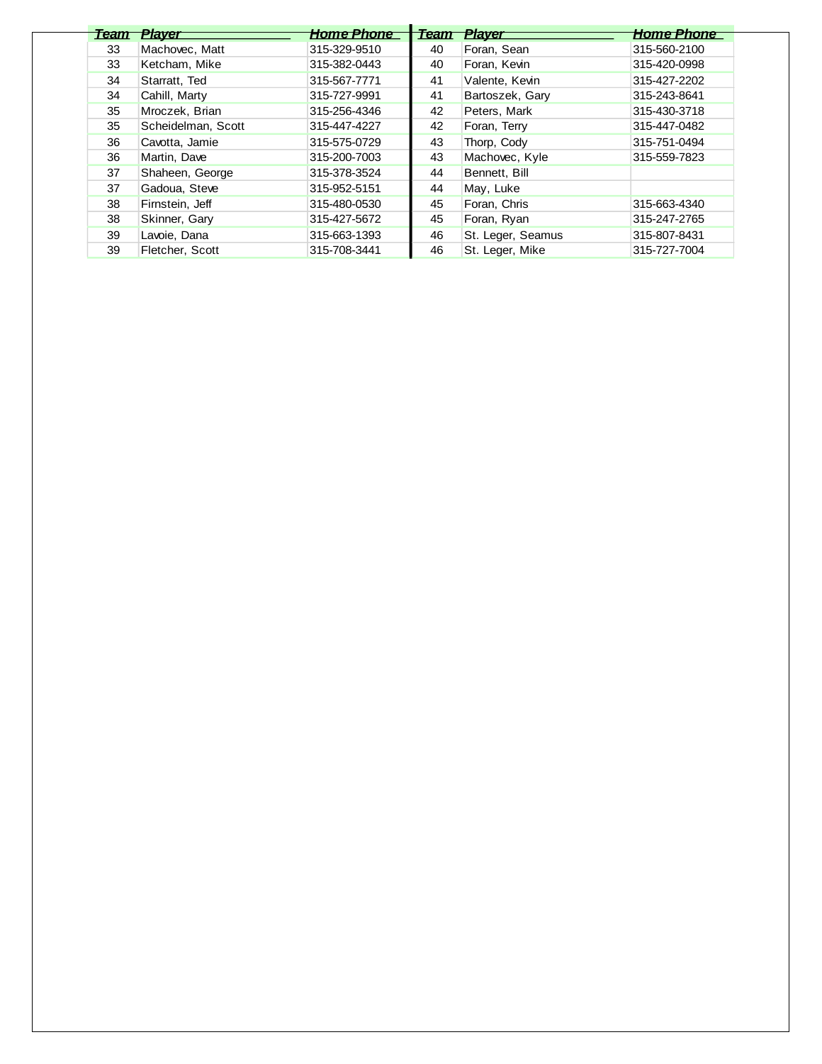| Team | Player | Home Phone | Team | Player | Home Phone |
|---|---|---|---|---|---|
| 33 | Machovec, Matt | 315-329-9510 | 40 | Foran, Sean | 315-560-2100 |
| 33 | Ketcham, Mike | 315-382-0443 | 40 | Foran, Kevin | 315-420-0998 |
| 34 | Starratt, Ted | 315-567-7771 | 41 | Valente, Kevin | 315-427-2202 |
| 34 | Cahill, Marty | 315-727-9991 | 41 | Bartoszek, Gary | 315-243-8641 |
| 35 | Mroczek, Brian | 315-256-4346 | 42 | Peters, Mark | 315-430-3718 |
| 35 | Scheidelman, Scott | 315-447-4227 | 42 | Foran, Terry | 315-447-0482 |
| 36 | Cavotta, Jamie | 315-575-0729 | 43 | Thorp, Cody | 315-751-0494 |
| 36 | Martin, Dave | 315-200-7003 | 43 | Machovec, Kyle | 315-559-7823 |
| 37 | Shaheen, George | 315-378-3524 | 44 | Bennett, Bill | |
| 37 | Gadoua, Steve | 315-952-5151 | 44 | May, Luke | |
| 38 | Firnstein, Jeff | 315-480-0530 | 45 | Foran, Chris | 315-663-4340 |
| 38 | Skinner, Gary | 315-427-5672 | 45 | Foran, Ryan | 315-247-2765 |
| 39 | Lavoie, Dana | 315-663-1393 | 46 | St. Leger, Seamus | 315-807-8431 |
| 39 | Fletcher, Scott | 315-708-3441 | 46 | St. Leger, Mike | 315-727-7004 |